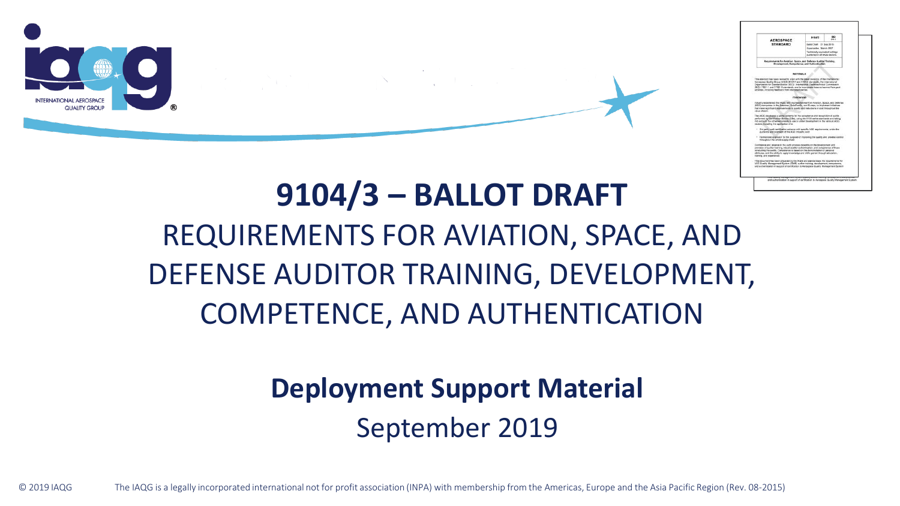# 9104/3 – BALLOT DRAFT

## REQUIREMENTS FOR AVIATION, SPACE, AND DEFENSE AUDITOR TRAINING, DEVELOPMENT, COMPETENCE, AND AUTHENTICATION

**Deployment Support Material**

September 2019

© 2019 IAQG The IAQG is a legally incorporated international not for profit association (INPA) with membership from the Americas, Europe and the Asia Pacific Region (Rev. 08-2015)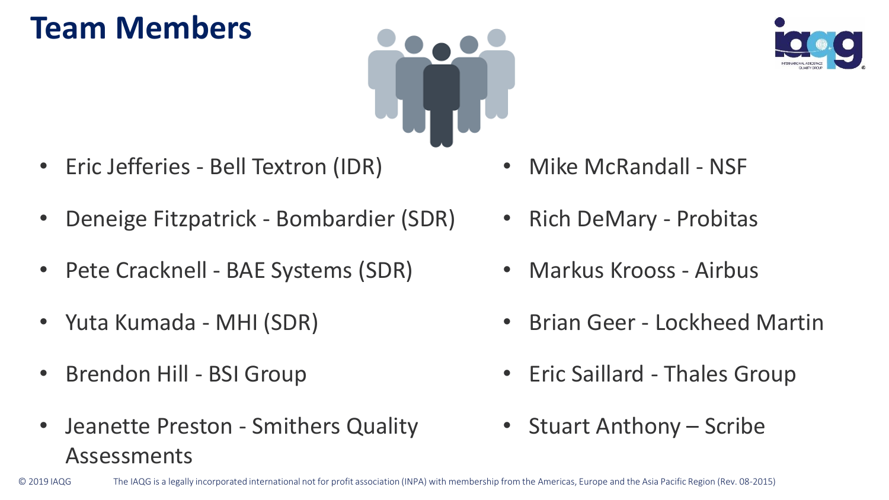# Team Members

- Eric Jefferies - Bell Textron (IDR)
- Deneige Fitzpatrick - Bombardier (SDR)
- Pete Cracknell - BAE Systems (SDR)
- Yuta Kumada - MHI (SDR)
- Brendon Hill - BSI Group
- Jeanette Preston - Smithers Quality Assessments
- Mike McRandall - NSF
- Rich DeMary - Probitas
- Markus Krooss - Airbus
- Brian Geer - Lockheed Martin
- Eric Saillard - Thales Group
- Stuart Anthony – Scribe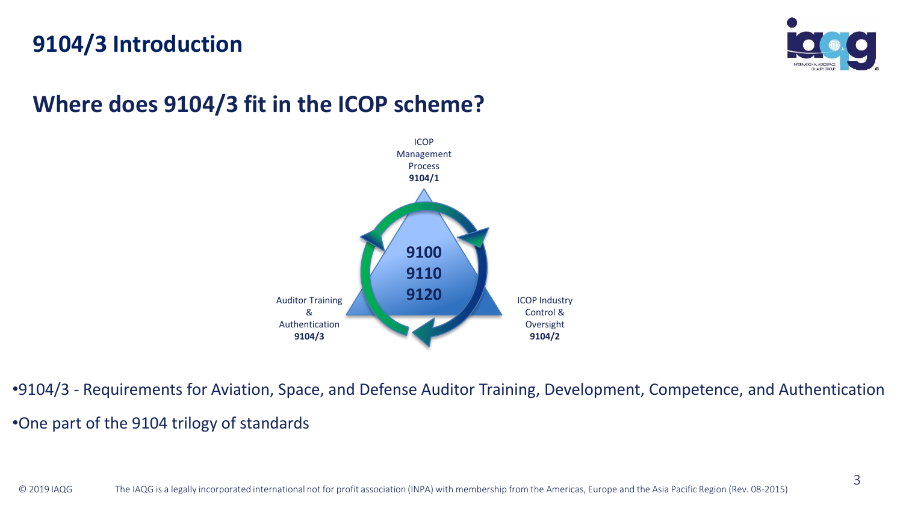# 9104/3 Introduction

## Where does 9104/3 fit in the ICOP scheme?

ICOP Management Process **9104/1**

**9100**
**9110**
**9120**

Auditor Training & Authentication **9104/3**

ICOP Industry Control & Oversight **9104/2**

- 9104/3 - Requirements for Aviation, Space, and Defense Auditor Training, Development, Competence, and Authentication
- One part of the 9104 trilogy of standards

© 2019 IAQG The IAQG is a legally incorporated international not for profit association (INPA) with membership from the Americas, Europe and the Asia Pacific Region (Rev. 08-2015)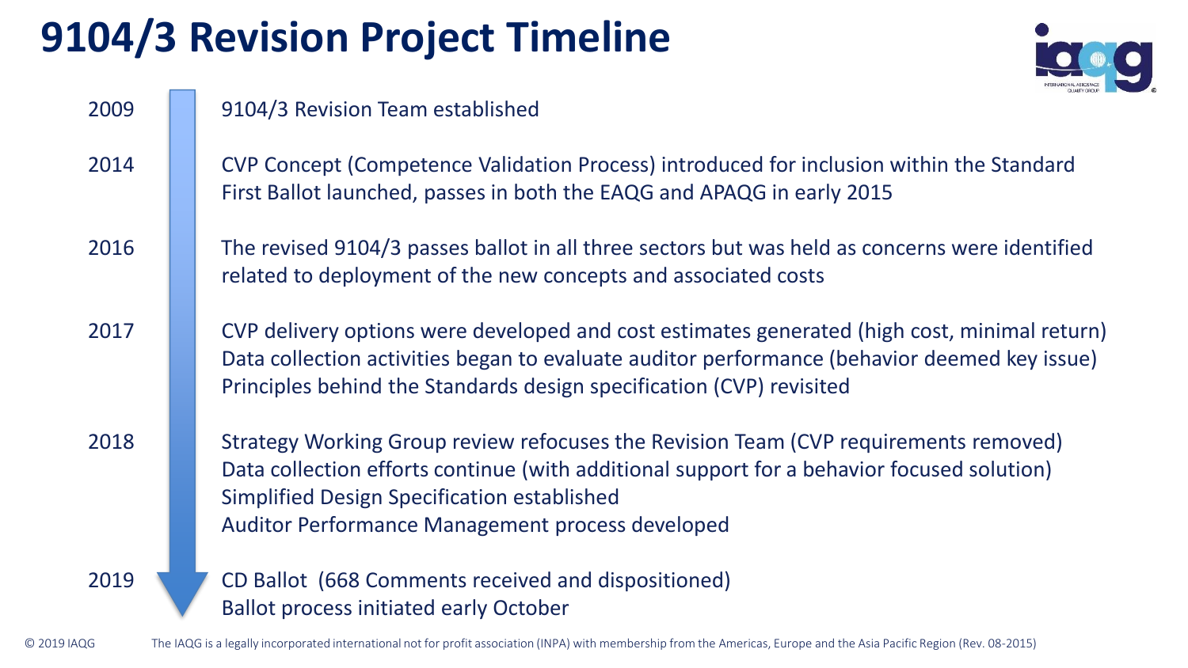# 9104/3 Revision Project Timeline

**2009**
9104/3 Revision Team established

**2014**
CVP Concept (Competence Validation Process) introduced for inclusion within the Standard
First Ballot launched, passes in both the EAQG and APAQG in early 2015

**2016**
The revised 9104/3 passes ballot in all three sectors but was held as concerns were identified related to deployment of the new concepts and associated costs

**2017**
CVP delivery options were developed and cost estimates generated (high cost, minimal return)
Data collection activities began to evaluate auditor performance (behavior deemed key issue)
Principles behind the Standards design specification (CVP) revisited

**2018**
Strategy Working Group review refocuses the Revision Team (CVP requirements removed)
Data collection efforts continue (with additional support for a behavior focused solution)
Simplified Design Specification established
Auditor Performance Management process developed

**2019**
CD Ballot (668 Comments received and dispositioned)
Ballot process initiated early October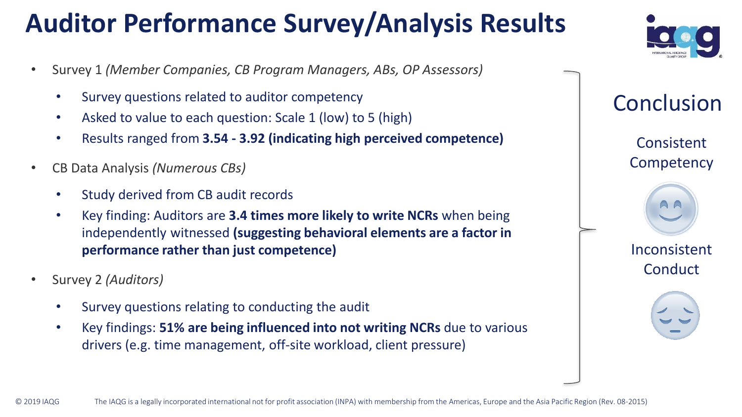# Auditor Performance Survey/Analysis Results

- Survey 1 *(Member Companies, CB Program Managers, ABs, OP Assessors)*
  - Survey questions related to auditor competency
  - Asked to value to each question: Scale 1 (low) to 5 (high)
  - Results ranged from **3.54 - 3.92 (indicating high perceived competence)**
- CB Data Analysis *(Numerous CBs)*
  - Study derived from CB audit records
  - Key finding: Auditors are **3.4 times more likely to write NCRs** when being independently witnessed **(suggesting behavioral elements are a factor in performance rather than just competence)**
- Survey 2 *(Auditors)*
  - Survey questions relating to conducting the audit
  - Key findings: **51% are being influenced into not writing NCRs** due to various drivers (e.g. time management, off-site workload, client pressure)

## Conclusion

Consistent Competency

Inconsistent Conduct

© 2019 IAQG The IAQG is a legally incorporated international not for profit association (INPA) with membership from the Americas, Europe and the Asia Pacific Region (Rev. 08-2015)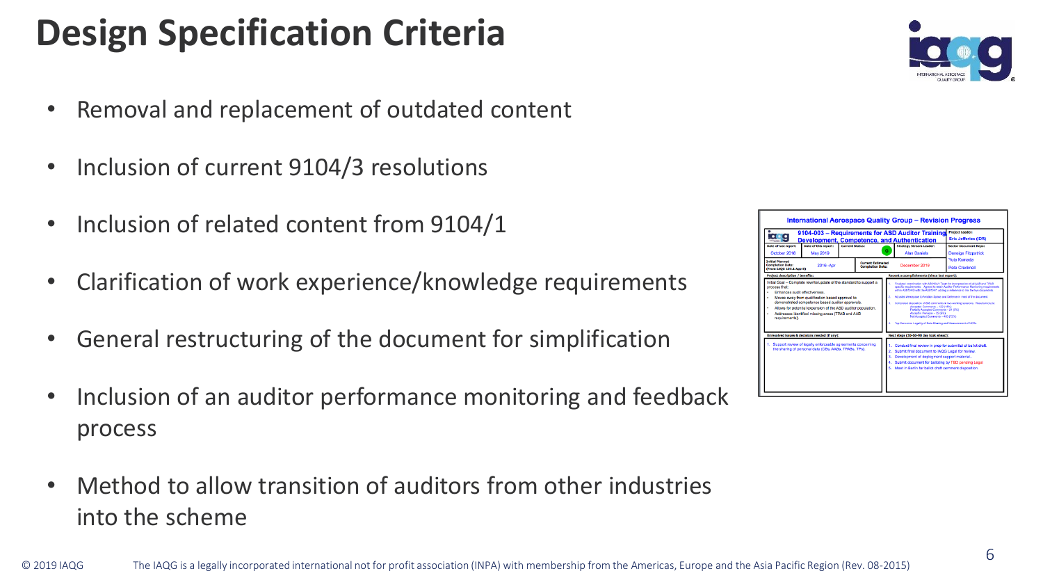# Design Specification Criteria

- Removal and replacement of outdated content
- Inclusion of current 9104/3 resolutions
- Inclusion of related content from 9104/1
- Clarification of work experience/knowledge requirements
- General restructuring of the document for simplification
- Inclusion of an auditor performance monitoring and feedback process
- Method to allow transition of auditors from other industries into the scheme

© 2019 IAQG The IAQG is a legally incorporated international not for profit association (INPA) with membership from the Americas, Europe and the Asia Pacific Region (Rev. 08-2015)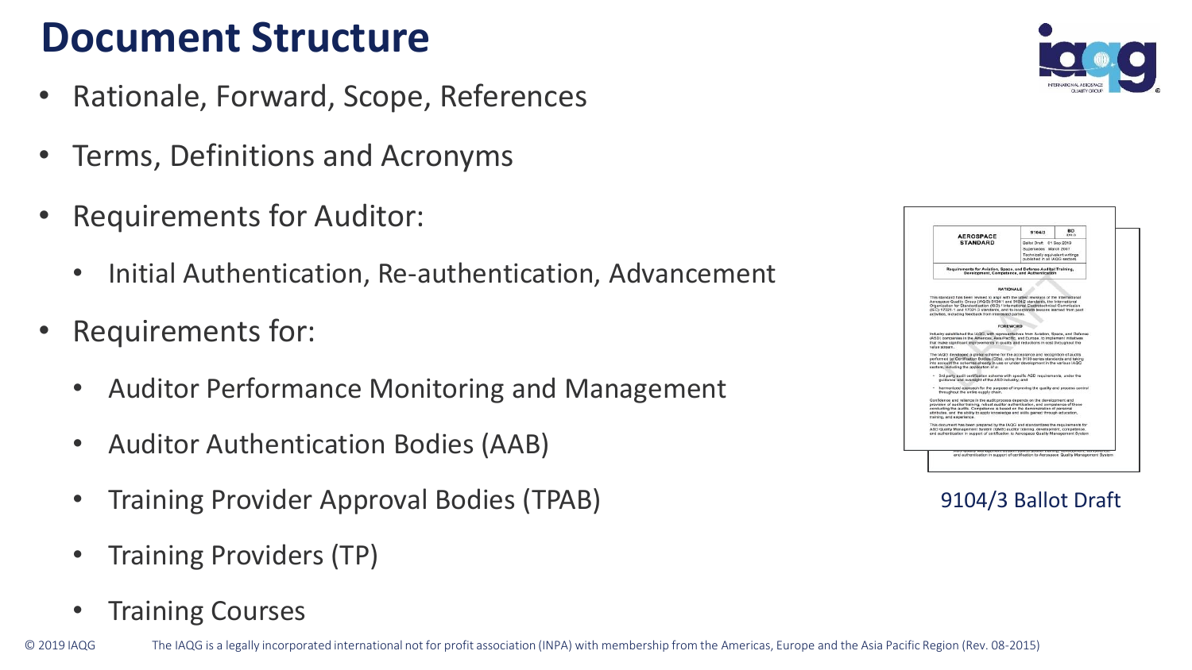# Document Structure

- Rationale, Forward, Scope, References
- Terms, Definitions and Acronyms
- Requirements for Auditor:
  - Initial Authentication, Re-authentication, Advancement
- Requirements for:
  - Auditor Performance Monitoring and Management
  - Auditor Authentication Bodies (AAB)
  - Training Provider Approval Bodies (TPAB)
  - Training Providers (TP)
  - Training Courses

9104/3 Ballot Draft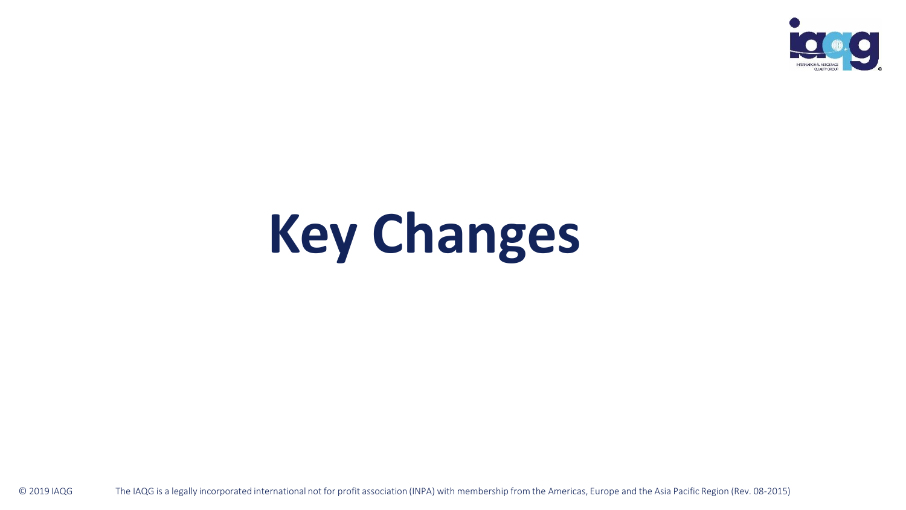# Key Changes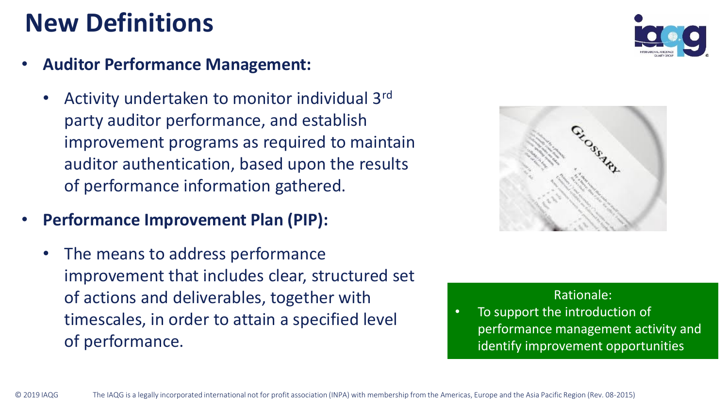# New Definitions

- **Auditor Performance Management:**
  - Activity undertaken to monitor individual 3rd party auditor performance, and establish improvement programs as required to maintain auditor authentication, based upon the results of performance information gathered.
- **Performance Improvement Plan (PIP):**
  - The means to address performance improvement that includes clear, structured set of actions and deliverables, together with timescales, in order to attain a specified level of performance.

Rationale:

- To support the introduction of performance management activity and identify improvement opportunities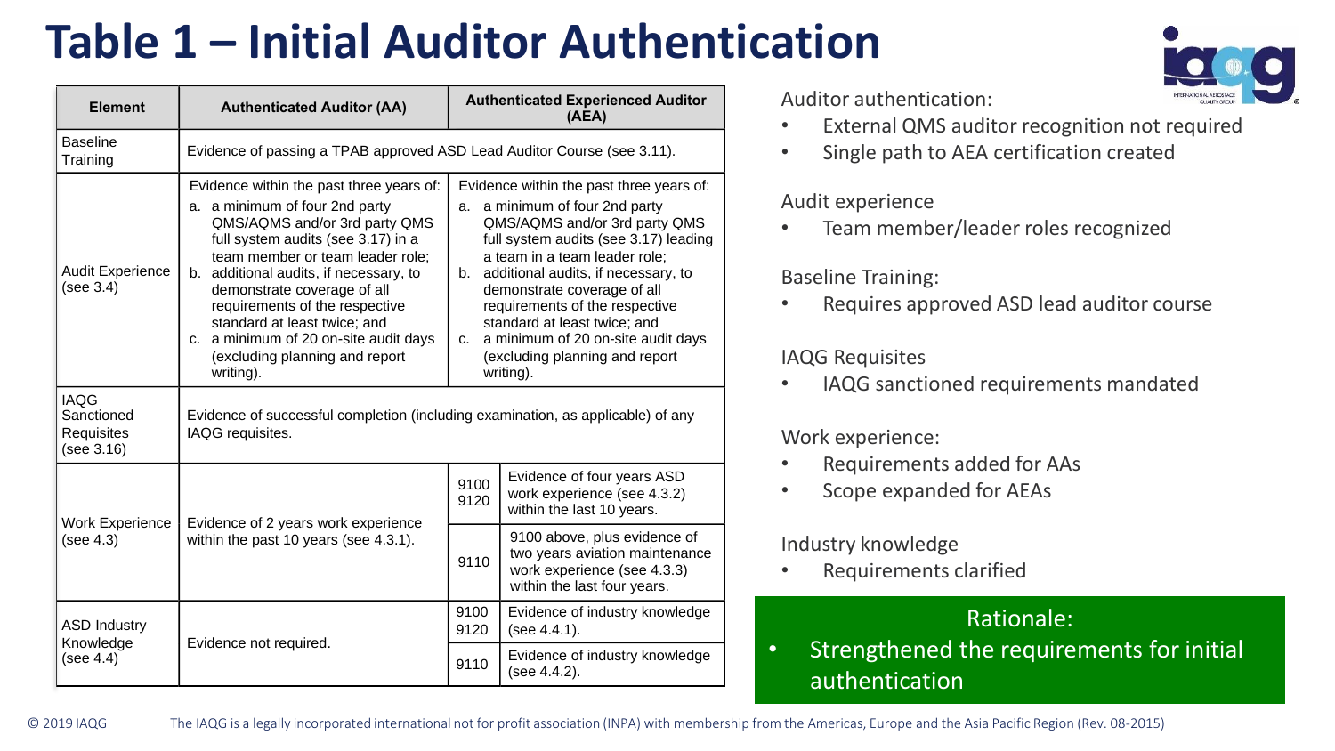# Table 1 – Initial Auditor Authentication

| Element | Authenticated Auditor (AA) | Authenticated Experienced Auditor (AEA) | |
|---|---|---|---|
| Baseline Training | Evidence of passing a TPAB approved ASD Lead Auditor Course (see 3.11). | | |
| Audit Experience (see 3.4) | Evidence within the past three years of: a. a minimum of four 2nd party QMS/AQMS and/or 3rd party QMS full system audits (see 3.17) in a team member or team leader role; b. additional audits, if necessary, to demonstrate coverage of all requirements of the respective standard at least twice; and c. a minimum of 20 on-site audit days (excluding planning and report writing). | Evidence within the past three years of: a. a minimum of four 2nd party QMS/AQMS and/or 3rd party QMS full system audits (see 3.17) leading a team in a team leader role; b. additional audits, if necessary, to demonstrate coverage of all requirements of the respective standard at least twice; and c. a minimum of 20 on-site audit days (excluding planning and report writing). | |
| IAQG Sanctioned Requisites (see 3.16) | Evidence of successful completion (including examination, as applicable) of any IAQG requisites. | | |
| Work Experience (see 4.3) | Evidence of 2 years work experience within the past 10 years (see 4.3.1). | 9100 9120 | Evidence of four years ASD work experience (see 4.3.2) within the last 10 years. |
| | | 9110 | 9100 above, plus evidence of two years aviation maintenance work experience (see 4.3.3) within the last four years. |
| ASD Industry Knowledge (see 4.4) | Evidence not required. | 9100 9120 | Evidence of industry knowledge (see 4.4.1). |
| | | 9110 | Evidence of industry knowledge (see 4.4.2). |

Auditor authentication:

- External QMS auditor recognition not required
- Single path to AEA certification created

Audit experience

- Team member/leader roles recognized

Baseline Training:

- Requires approved ASD lead auditor course

IAQG Requisites

- IAQG sanctioned requirements mandated

Work experience:

- Requirements added for AAs
- Scope expanded for AEAs

Industry knowledge

- Requirements clarified

**Rationale:**

- Strengthened the requirements for initial authentication

© 2019 IAQG

The IAQG is a legally incorporated international not for profit association (INPA) with membership from the Americas, Europe and the Asia Pacific Region (Rev. 08-2015)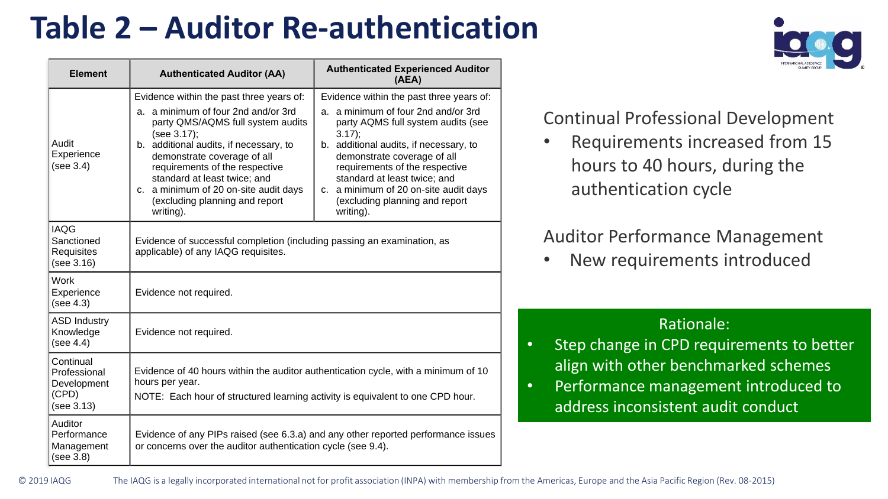# Table 2 – Auditor Re-authentication

| Element | Authenticated Auditor (AA) | Authenticated Experienced Auditor (AEA) |
|---|---|---|
| Audit Experience (see 3.4) | Evidence within the past three years of:<br>a. a minimum of four 2nd and/or 3rd party QMS/AQMS full system audits (see 3.17);<br>b. additional audits, if necessary, to demonstrate coverage of all requirements of the respective standard at least twice; and<br>c. a minimum of 20 on-site audit days (excluding planning and report writing). | Evidence within the past three years of:<br>a. a minimum of four 2nd and/or 3rd party AQMS full system audits (see 3.17);<br>b. additional audits, if necessary, to demonstrate coverage of all requirements of the respective standard at least twice; and<br>c. a minimum of 20 on-site audit days (excluding planning and report writing). |
| IAQG Sanctioned Requisites (see 3.16) | Evidence of successful completion (including passing an examination, as applicable) of any IAQG requisites. | |
| Work Experience (see 4.3) | Evidence not required. | |
| ASD Industry Knowledge (see 4.4) | Evidence not required. | |
| Continual Professional Development (CPD) (see 3.13) | Evidence of 40 hours within the auditor authentication cycle, with a minimum of 10 hours per year.<br>NOTE: Each hour of structured learning activity is equivalent to one CPD hour. | |
| Auditor Performance Management (see 3.8) | Evidence of any PIPs raised (see 6.3.a) and any other reported performance issues or concerns over the auditor authentication cycle (see 9.4). | |

Continual Professional Development

- Requirements increased from 15 hours to 40 hours, during the authentication cycle

Auditor Performance Management

- New requirements introduced

Rationale:

- Step change in CPD requirements to better align with other benchmarked schemes
- Performance management introduced to address inconsistent audit conduct

© 2019 IAQG The IAQG is a legally incorporated international not for profit association (INPA) with membership from the Americas, Europe and the Asia Pacific Region (Rev. 08-2015)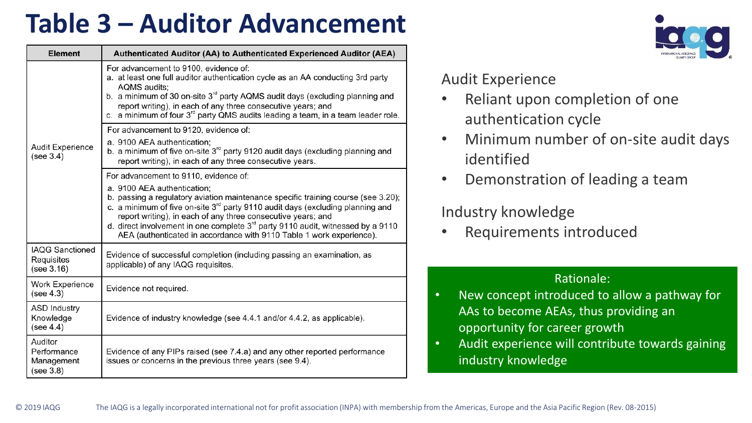# Table 3 – Auditor Advancement

| Element | Authenticated Auditor (AA) to Authenticated Experienced Auditor (AEA) |
|---|---|
| Audit Experience (see 3.4) | For advancement to 9100, evidence of: a. at least one full auditor authentication cycle as an AA conducting 3rd party AQMS audits; b. a minimum of 30 on-site 3rd party AQMS audit days (excluding planning and report writing), in each of any three consecutive years; and c. a minimum of four 3rd party QMS audits leading a team, in a team leader role. |
| | For advancement to 9120, evidence of: a. 9100 AEA authentication; b. a minimum of five on-site 3rd party 9120 audit days (excluding planning and report writing), in each of any three consecutive years. |
| | For advancement to 9110, evidence of: a. 9100 AEA authentication; b. passing a regulatory aviation maintenance specific training course (see 3.20); c. a minimum of five on-site 3rd party 9110 audit days (excluding planning and report writing), in each of any three consecutive years; and d. direct involvement in one complete 3rd party 9110 audit, witnessed by a 9110 AEA (authenticated in accordance with 9110 Table 1 work experience). |
| IAQG Sanctioned Requisites (see 3.16) | Evidence of successful completion (including passing an examination, as applicable) of any IAQG requisites. |
| Work Experience (see 4.3) | Evidence not required. |
| ASD Industry Knowledge (see 4.4) | Evidence of industry knowledge (see 4.4.1 and/or 4.4.2, as applicable). |
| Auditor Performance Management (see 3.8) | Evidence of any PIPs raised (see 7.4.a) and any other reported performance issues or concerns in the previous three years (see 9.4). |

Audit Experience

- Reliant upon completion of one authentication cycle
- Minimum number of on-site audit days identified
- Demonstration of leading a team

Industry knowledge

- Requirements introduced

Rationale:

- New concept introduced to allow a pathway for AAs to become AEAs, thus providing an opportunity for career growth
- Audit experience will contribute towards gaining industry knowledge

© 2019 IAQG The IAQG is a legally incorporated international not for profit association (INPA) with membership from the Americas, Europe and the Asia Pacific Region (Rev. 08-2015)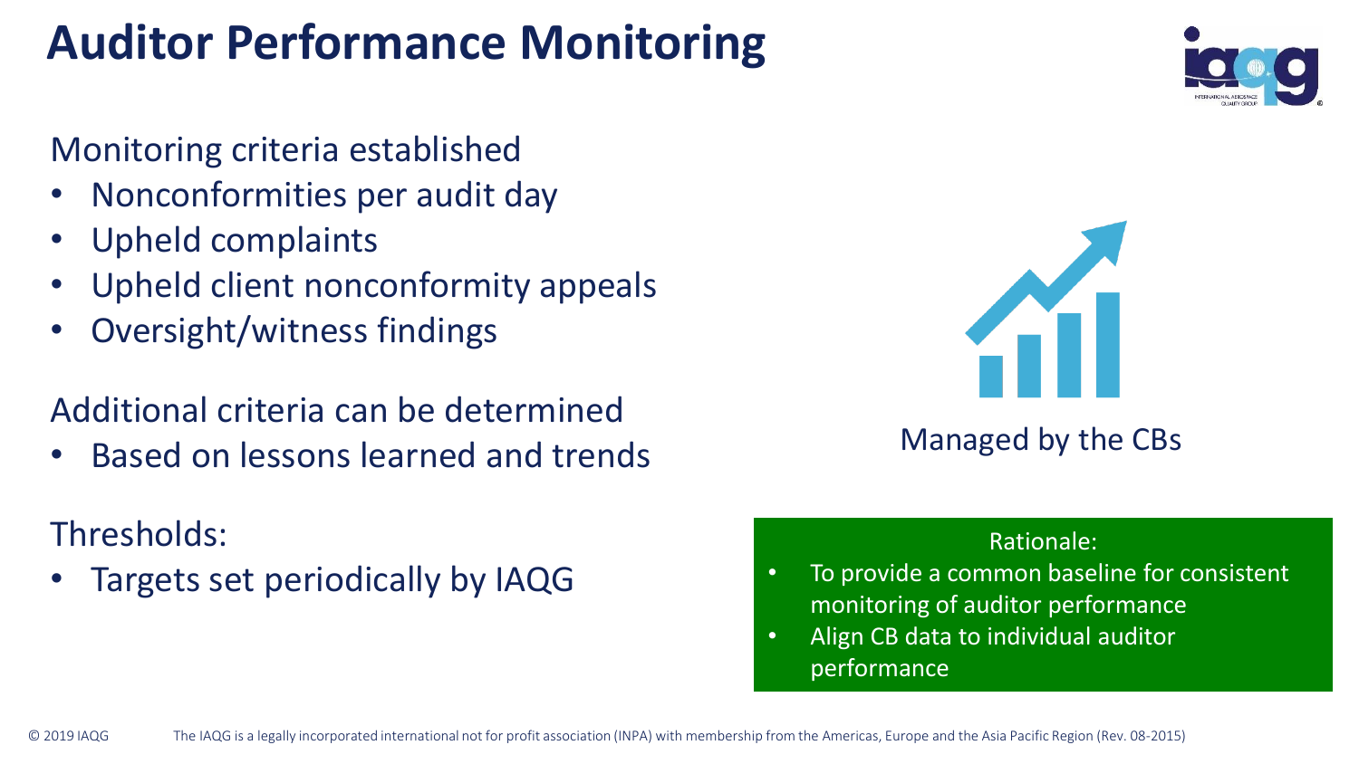# Auditor Performance Monitoring

Monitoring criteria established

- Nonconformities per audit day
- Upheld complaints
- Upheld client nonconformity appeals
- Oversight/witness findings

Additional criteria can be determined

- Based on lessons learned and trends

Thresholds:

- Targets set periodically by IAQG

Managed by the CBs

Rationale:

- To provide a common baseline for consistent monitoring of auditor performance
- Align CB data to individual auditor performance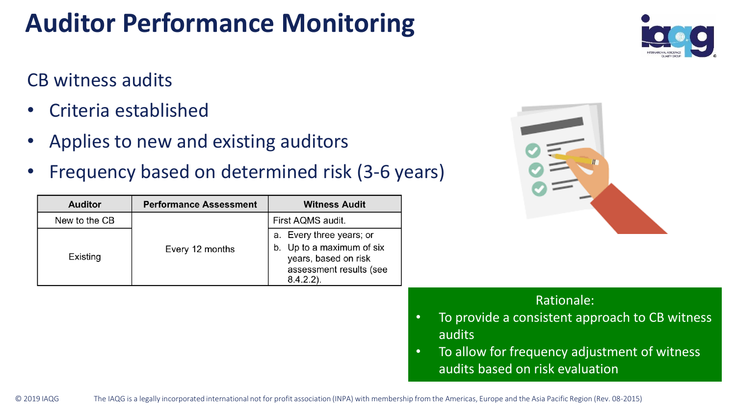# Auditor Performance Monitoring

CB witness audits

- Criteria established
- Applies to new and existing auditors
- Frequency based on determined risk (3-6 years)

| Auditor | Performance Assessment | Witness Audit |
|---|---|---|
| New to the CB | Every 12 months | First AQMS audit. |
| Existing | | a. Every three years; or<br>b. Up to a maximum of six years, based on risk assessment results (see 8.4.2.2). |

Rationale:

- To provide a consistent approach to CB witness audits
- To allow for frequency adjustment of witness audits based on risk evaluation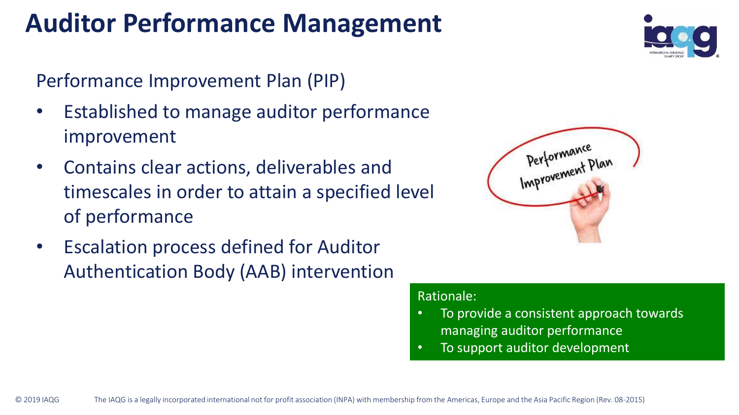# Auditor Performance Management

Performance Improvement Plan (PIP)

- Established to manage auditor performance improvement
- Contains clear actions, deliverables and timescales in order to attain a specified level of performance
- Escalation process defined for Auditor Authentication Body (AAB) intervention

Rationale:

- To provide a consistent approach towards managing auditor performance
- To support auditor development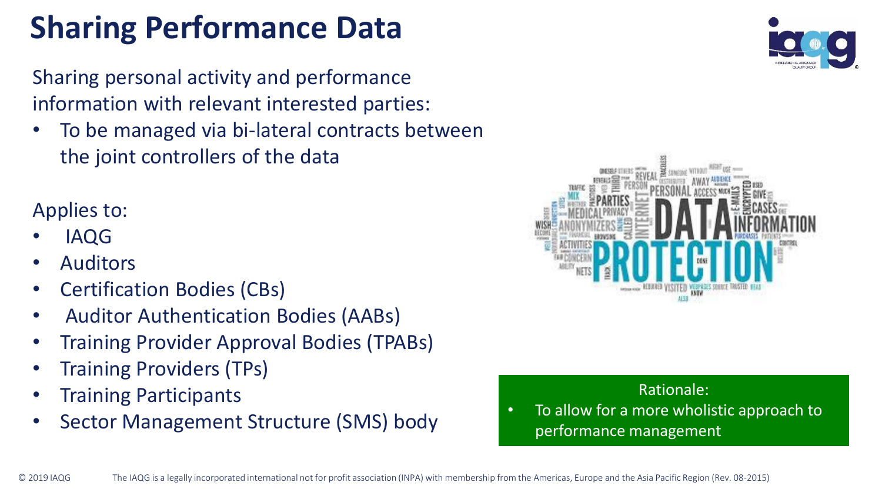# Sharing Performance Data

Sharing personal activity and performance information with relevant interested parties:

- To be managed via bi-lateral contracts between the joint controllers of the data

Applies to:

- IAQG
- Auditors
- Certification Bodies (CBs)
- Auditor Authentication Bodies (AABs)
- Training Provider Approval Bodies (TPABs)
- Training Providers (TPs)
- Training Participants
- Sector Management Structure (SMS) body

Rationale:

- To allow for a more wholistic approach to performance management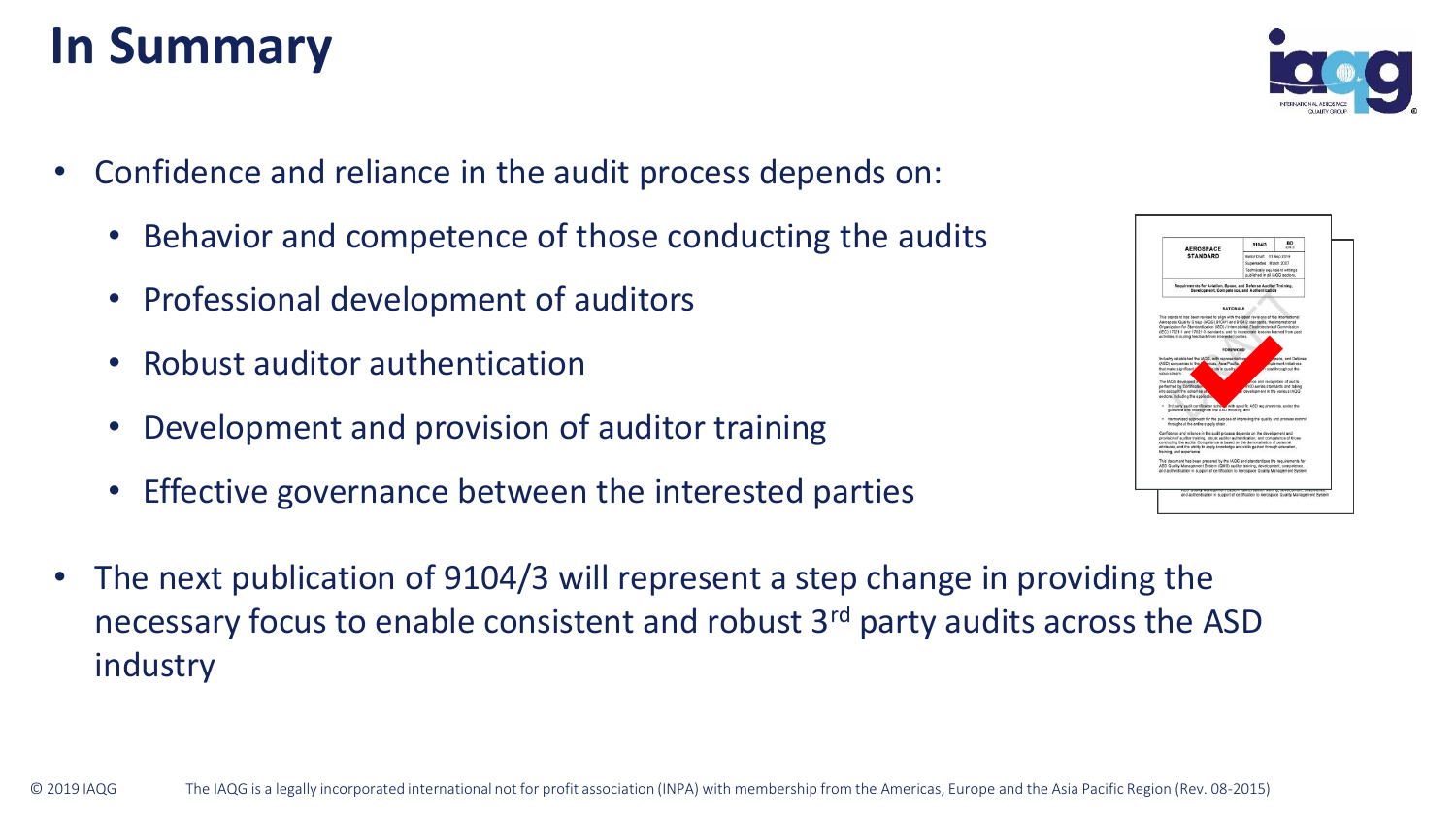# In Summary

- Confidence and reliance in the audit process depends on:
  - Behavior and competence of those conducting the audits
  - Professional development of auditors
  - Robust auditor authentication
  - Development and provision of auditor training
  - Effective governance between the interested parties

- The next publication of 9104/3 will represent a step change in providing the necessary focus to enable consistent and robust 3rd party audits across the ASD industry

© 2019 IAQG The IAQG is a legally incorporated international not for profit association (INPA) with membership from the Americas, Europe and the Asia Pacific Region (Rev. 08-2015)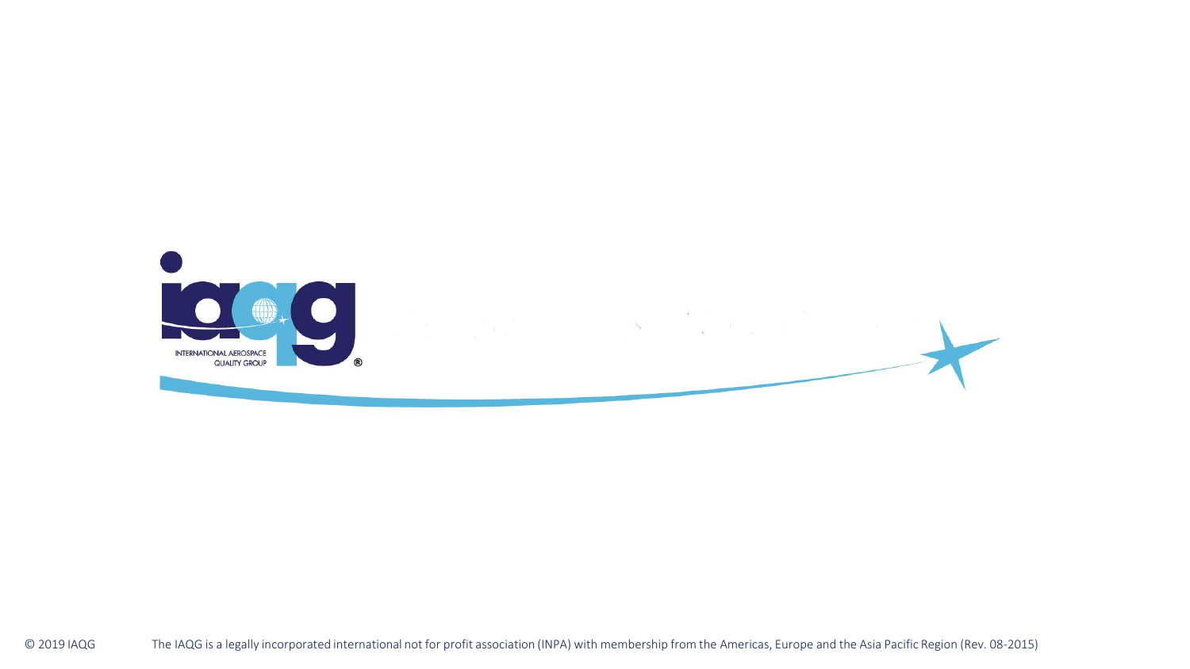INTERNATIONAL AEROSPACE QUALITY GROUP

© 2019 IAQG

The IAQG is a legally incorporated international not for profit association (INPA) with membership from the Americas, Europe and the Asia Pacific Region (Rev. 08-2015)